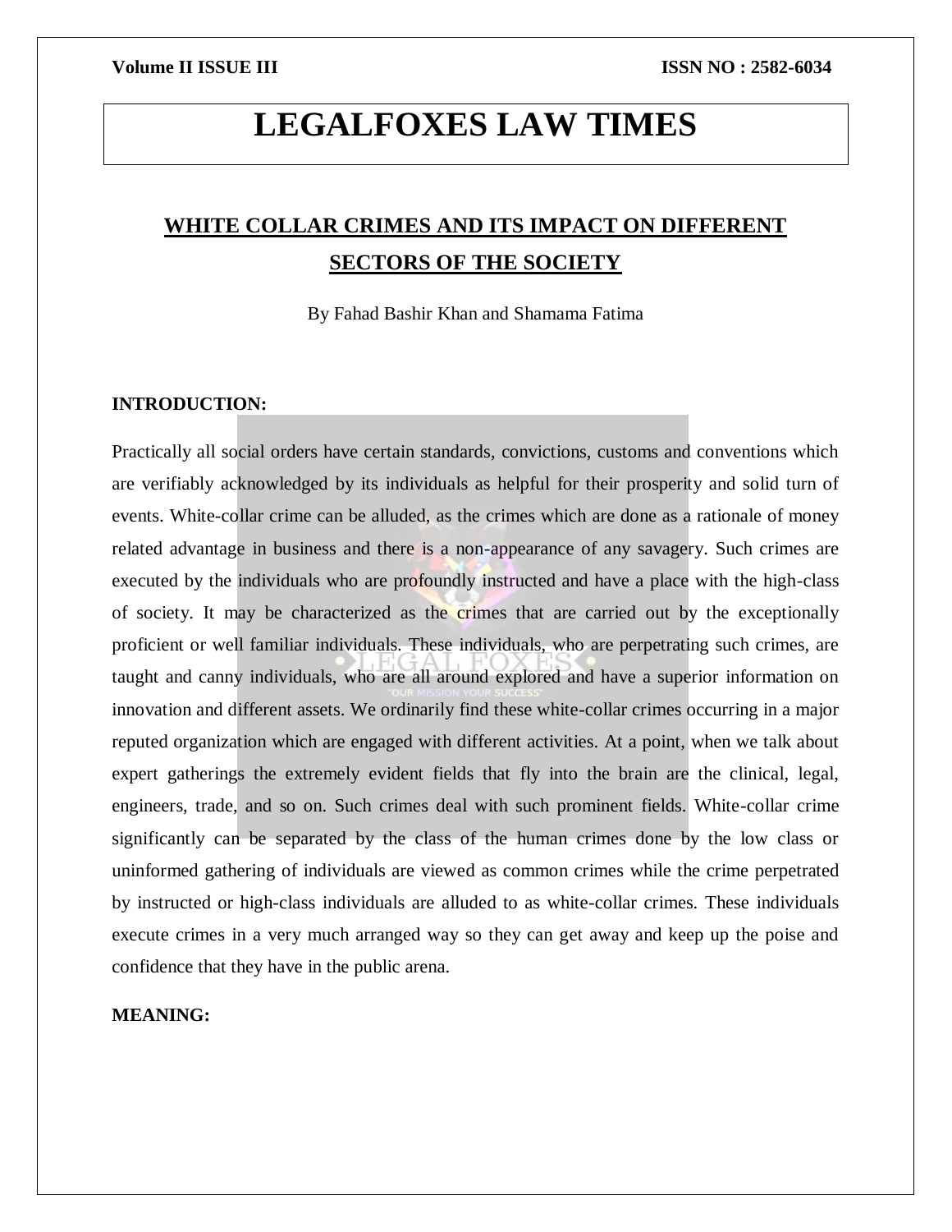# LEGALFOXES LAW TIMES

## WHITE COLLAR CRIMES AND ITS IMPACT ON DIFFERENT SECTORS OF THE SOCIETY

By Fahad Bashir Khan and Shamama Fatima

**INTRODUCTION:**

Practically all social orders have certain standards, convictions, customs and conventions which are verifiably acknowledged by its individuals as helpful for their prosperity and solid turn of events. White-collar crime can be alluded, as the crimes which are done as a rationale of money related advantage in business and there is a non-appearance of any savagery. Such crimes are executed by the individuals who are profoundly instructed and have a place with the high-class of society. It may be characterized as the crimes that are carried out by the exceptionally proficient or well familiar individuals. These individuals, who are perpetrating such crimes, are taught and canny individuals, who are all around explored and have a superior information on innovation and different assets. We ordinarily find these white-collar crimes occurring in a major reputed organization which are engaged with different activities. At a point, when we talk about expert gatherings the extremely evident fields that fly into the brain are the clinical, legal, engineers, trade, and so on. Such crimes deal with such prominent fields. White-collar crime significantly can be separated by the class of the human crimes done by the low class or uninformed gathering of individuals are viewed as common crimes while the crime perpetrated by instructed or high-class individuals are alluded to as white-collar crimes. These individuals execute crimes in a very much arranged way so they can get away and keep up the poise and confidence that they have in the public arena.

**MEANING:**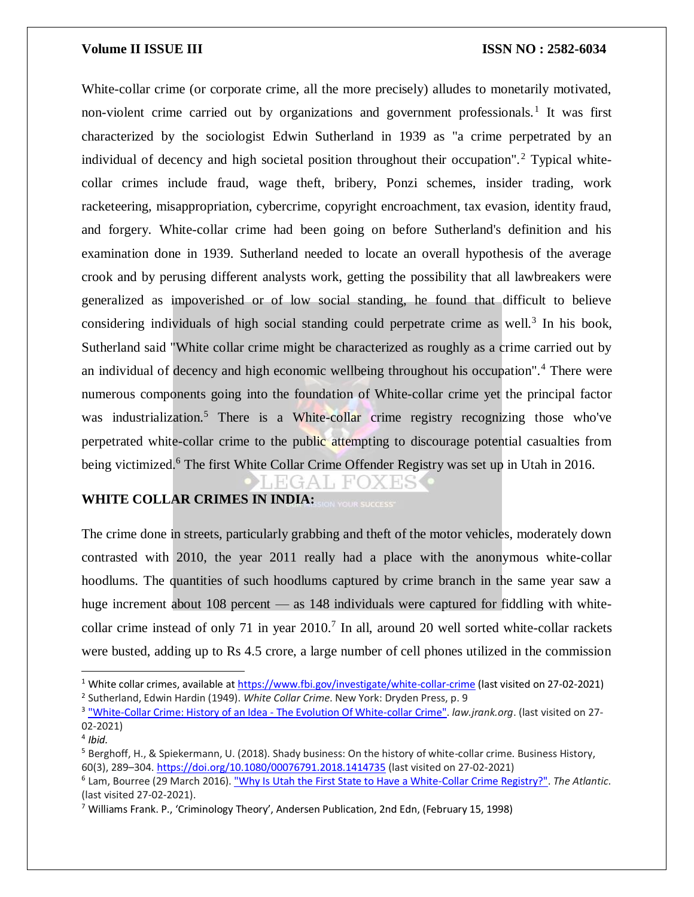White-collar crime (or corporate crime, all the more precisely) alludes to monetarily motivated, non-violent crime carried out by organizations and government professionals.[1] It was first characterized by the sociologist Edwin Sutherland in 1939 as "a crime perpetrated by an individual of decency and high societal position throughout their occupation".[2] Typical white-collar crimes include fraud, wage theft, bribery, Ponzi schemes, insider trading, work racketeering, misappropriation, cybercrime, copyright encroachment, tax evasion, identity fraud, and forgery. White-collar crime had been going on before Sutherland's definition and his examination done in 1939. Sutherland needed to locate an overall hypothesis of the average crook and by perusing different analysts work, getting the possibility that all lawbreakers were generalized as impoverished or of low social standing, he found that difficult to believe considering individuals of high social standing could perpetrate crime as well.[3] In his book, Sutherland said "White collar crime might be characterized as roughly as a crime carried out by an individual of decency and high economic wellbeing throughout his occupation".[4] There were numerous components going into the foundation of White-collar crime yet the principal factor was industrialization.[5] There is a White-collar crime registry recognizing those who've perpetrated white-collar crime to the public attempting to discourage potential casualties from being victimized.[6] The first White Collar Crime Offender Registry was set up in Utah in 2016.

## WHITE COLLAR CRIMES IN INDIA:

The crime done in streets, particularly grabbing and theft of the motor vehicles, moderately down contrasted with 2010, the year 2011 really had a place with the anonymous white-collar hoodlums. The quantities of such hoodlums captured by crime branch in the same year saw a huge increment about 108 percent — as 148 individuals were captured for fiddling with white-collar crime instead of only 71 in year 2010.[7] In all, around 20 well sorted white-collar rackets were busted, adding up to Rs 4.5 crore, a large number of cell phones utilized in the commission

---

[1] White collar crimes, available at https://www.fbi.gov/investigate/white-collar-crime (last visited on 27-02-2021)

[2] Sutherland, Edwin Hardin (1949). *White Collar Crime*. New York: Dryden Press, p. 9

[3] "White-Collar Crime: History of an Idea - The Evolution Of White-collar Crime". *law.jrank.org*. (last visited on 27-02-2021)

[4] *Ibid.*

[5] Berghoff, H., & Spiekermann, U. (2018). Shady business: On the history of white-collar crime. Business History, 60(3), 289–304. https://doi.org/10.1080/00076791.2018.1414735 (last visited on 27-02-2021)

[6] Lam, Bourree (29 March 2016). "Why Is Utah the First State to Have a White-Collar Crime Registry?". *The Atlantic*. (last visited 27-02-2021).

[7] Williams Frank. P., 'Criminology Theory', Andersen Publication, 2nd Edn, (February 15, 1998)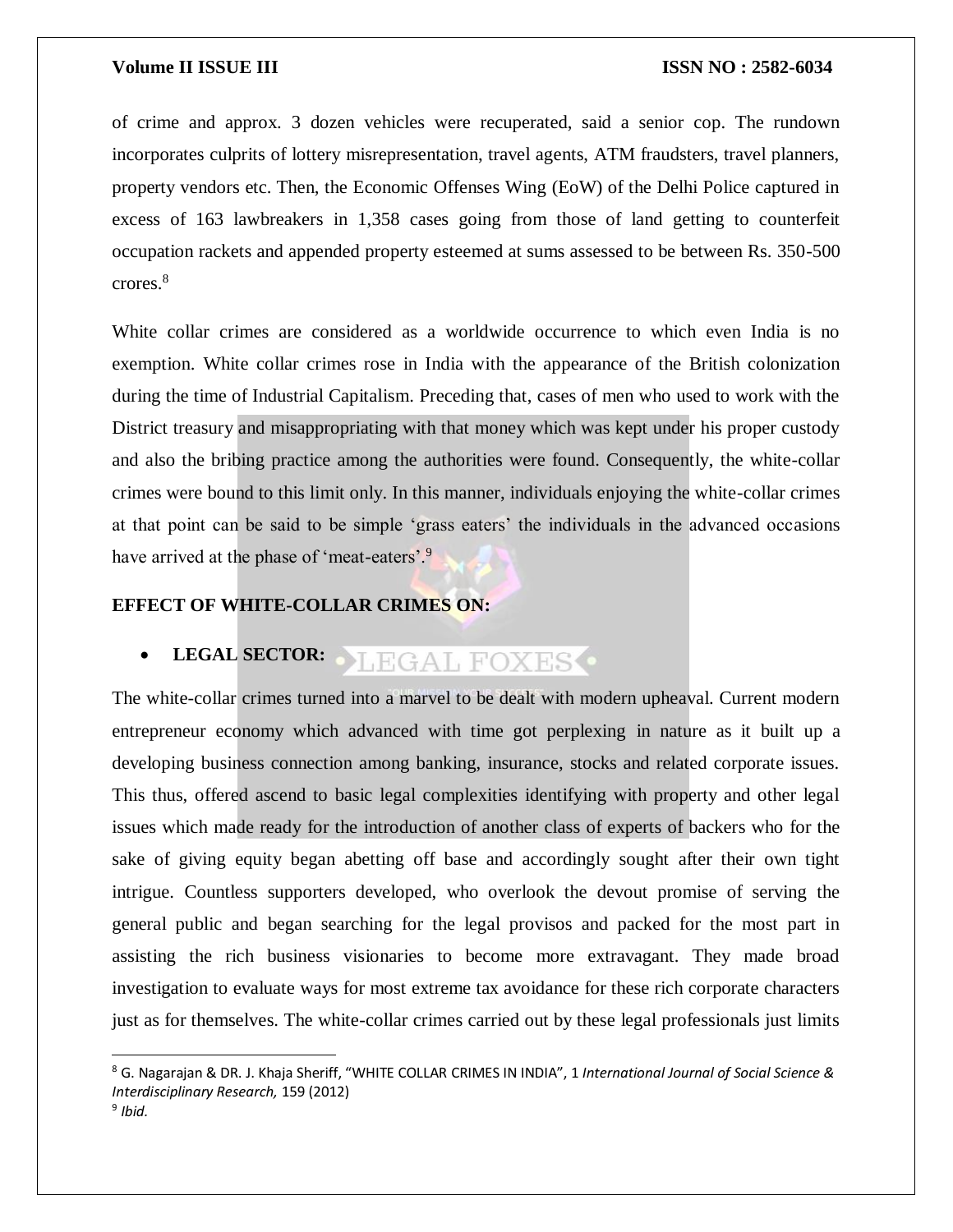of crime and approx. 3 dozen vehicles were recuperated, said a senior cop. The rundown incorporates culprits of lottery misrepresentation, travel agents, ATM fraudsters, travel planners, property vendors etc. Then, the Economic Offenses Wing (EoW) of the Delhi Police captured in excess of 163 lawbreakers in 1,358 cases going from those of land getting to counterfeit occupation rackets and appended property esteemed at sums assessed to be between Rs. 350-500 crores.[8]

White collar crimes are considered as a worldwide occurrence to which even India is no exemption. White collar crimes rose in India with the appearance of the British colonization during the time of Industrial Capitalism. Preceding that, cases of men who used to work with the District treasury and misappropriating with that money which was kept under his proper custody and also the bribing practice among the authorities were found. Consequently, the white-collar crimes were bound to this limit only. In this manner, individuals enjoying the white-collar crimes at that point can be said to be simple 'grass eaters' the individuals in the advanced occasions have arrived at the phase of 'meat-eaters'.[9]

## EFFECT OF WHITE-COLLAR CRIMES ON:

- **LEGAL SECTOR:**

The white-collar crimes turned into a marvel to be dealt with modern upheaval. Current modern entrepreneur economy which advanced with time got perplexing in nature as it built up a developing business connection among banking, insurance, stocks and related corporate issues. This thus, offered ascend to basic legal complexities identifying with property and other legal issues which made ready for the introduction of another class of experts of backers who for the sake of giving equity began abetting off base and accordingly sought after their own tight intrigue. Countless supporters developed, who overlook the devout promise of serving the general public and began searching for the legal provisos and packed for the most part in assisting the rich business visionaries to become more extravagant. They made broad investigation to evaluate ways for most extreme tax avoidance for these rich corporate characters just as for themselves. The white-collar crimes carried out by these legal professionals just limits

---

[8] G. Nagarajan & DR. J. Khaja Sheriff, "WHITE COLLAR CRIMES IN INDIA", 1 *International Journal of Social Science & Interdisciplinary Research,* 159 (2012)

[9] *Ibid.*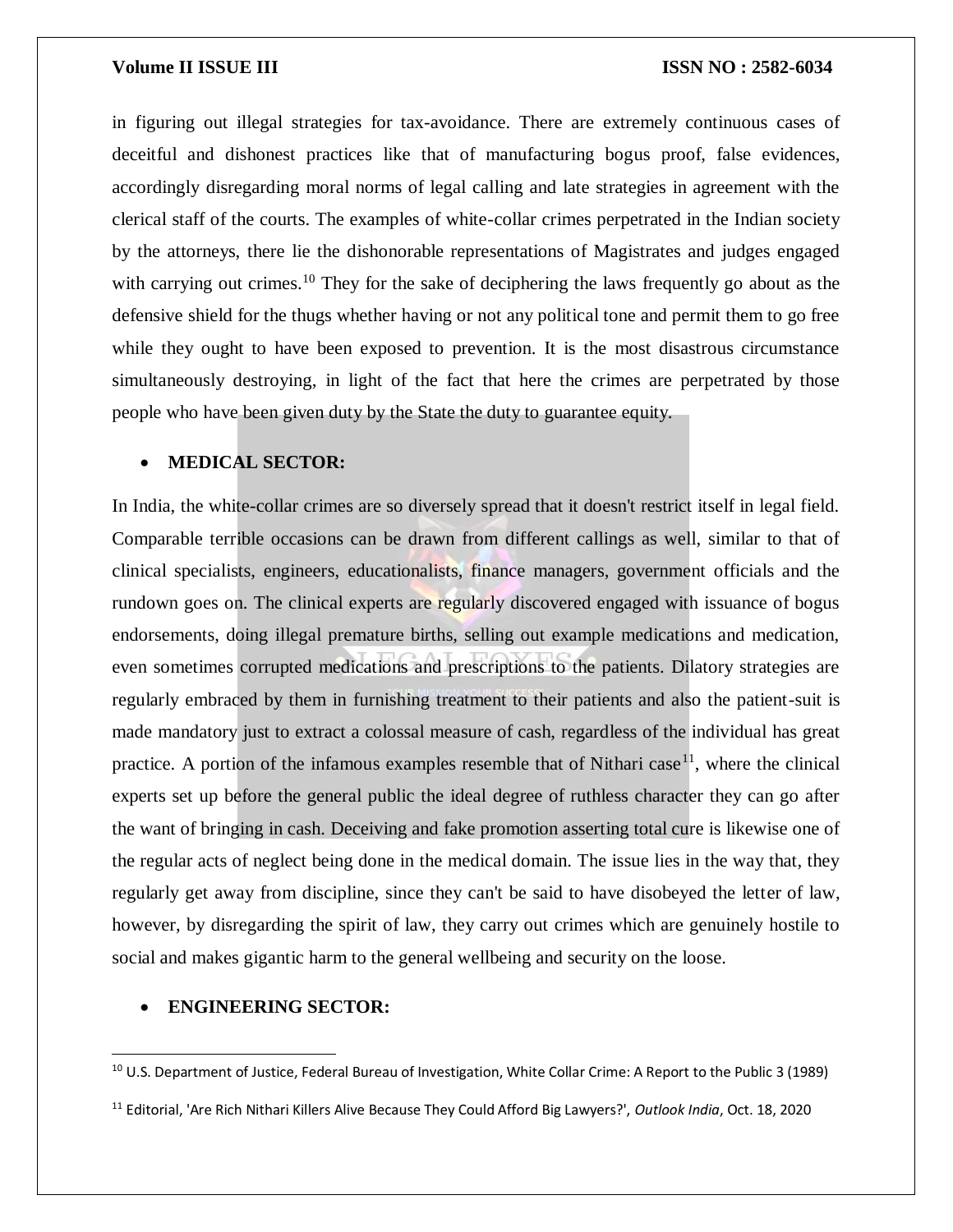in figuring out illegal strategies for tax-avoidance. There are extremely continuous cases of deceitful and dishonest practices like that of manufacturing bogus proof, false evidences, accordingly disregarding moral norms of legal calling and late strategies in agreement with the clerical staff of the courts. The examples of white-collar crimes perpetrated in the Indian society by the attorneys, there lie the dishonorable representations of Magistrates and judges engaged with carrying out crimes.[10] They for the sake of deciphering the laws frequently go about as the defensive shield for the thugs whether having or not any political tone and permit them to go free while they ought to have been exposed to prevention. It is the most disastrous circumstance simultaneously destroying, in light of the fact that here the crimes are perpetrated by those people who have been given duty by the State the duty to guarantee equity.

- **MEDICAL SECTOR:**

In India, the white-collar crimes are so diversely spread that it doesn't restrict itself in legal field. Comparable terrible occasions can be drawn from different callings as well, similar to that of clinical specialists, engineers, educationalists, finance managers, government officials and the rundown goes on. The clinical experts are regularly discovered engaged with issuance of bogus endorsements, doing illegal premature births, selling out example medications and medication, even sometimes corrupted medications and prescriptions to the patients. Dilatory strategies are regularly embraced by them in furnishing treatment to their patients and also the patient-suit is made mandatory just to extract a colossal measure of cash, regardless of the individual has great practice. A portion of the infamous examples resemble that of Nithari case[11], where the clinical experts set up before the general public the ideal degree of ruthless character they can go after the want of bringing in cash. Deceiving and fake promotion asserting total cure is likewise one of the regular acts of neglect being done in the medical domain. The issue lies in the way that, they regularly get away from discipline, since they can't be said to have disobeyed the letter of law, however, by disregarding the spirit of law, they carry out crimes which are genuinely hostile to social and makes gigantic harm to the general wellbeing and security on the loose.

- **ENGINEERING SECTOR:**

---

[10] U.S. Department of Justice, Federal Bureau of Investigation, White Collar Crime: A Report to the Public 3 (1989)

[11] Editorial, 'Are Rich Nithari Killers Alive Because They Could Afford Big Lawyers?', *Outlook India*, Oct. 18, 2020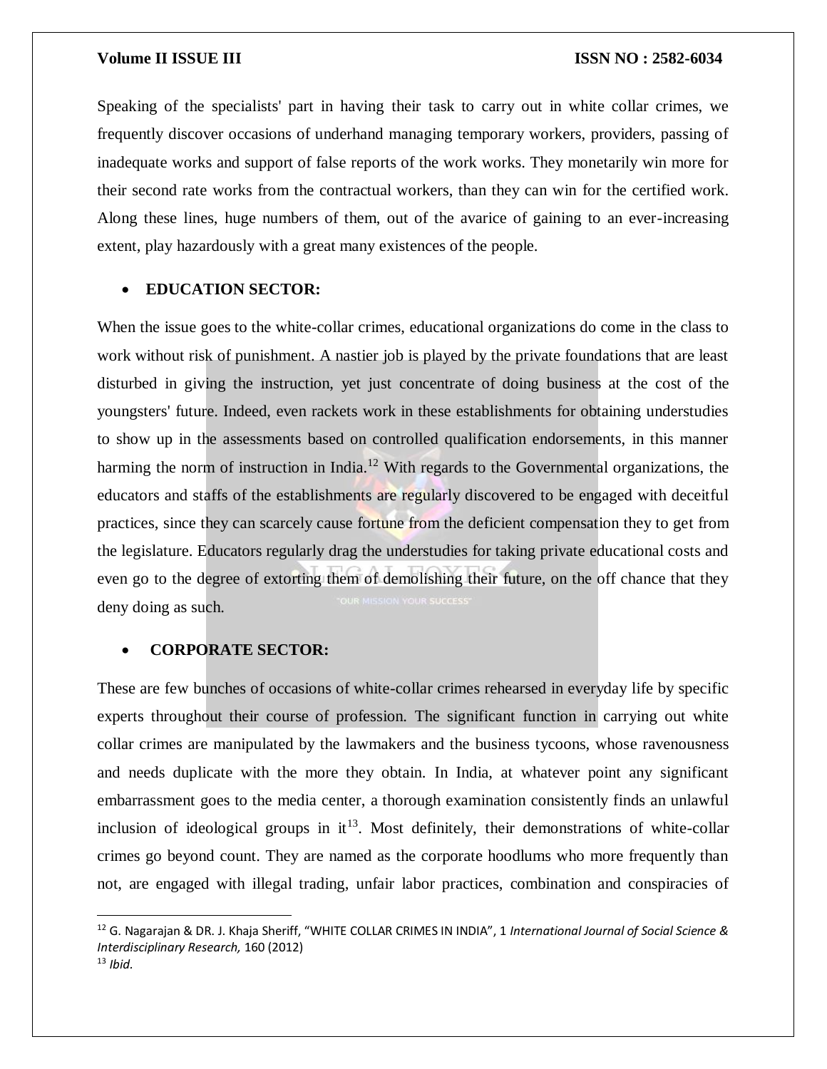Speaking of the specialists' part in having their task to carry out in white collar crimes, we frequently discover occasions of underhand managing temporary workers, providers, passing of inadequate works and support of false reports of the work works. They monetarily win more for their second rate works from the contractual workers, than they can win for the certified work. Along these lines, huge numbers of them, out of the avarice of gaining to an ever-increasing extent, play hazardously with a great many existences of the people.

- **EDUCATION SECTOR:**

When the issue goes to the white-collar crimes, educational organizations do come in the class to work without risk of punishment. A nastier job is played by the private foundations that are least disturbed in giving the instruction, yet just concentrate of doing business at the cost of the youngsters' future. Indeed, even rackets work in these establishments for obtaining understudies to show up in the assessments based on controlled qualification endorsements, in this manner harming the norm of instruction in India.[12] With regards to the Governmental organizations, the educators and staffs of the establishments are regularly discovered to be engaged with deceitful practices, since they can scarcely cause fortune from the deficient compensation they to get from the legislature. Educators regularly drag the understudies for taking private educational costs and even go to the degree of extorting them of demolishing their future, on the off chance that they deny doing as such.

- **CORPORATE SECTOR:**

These are few bunches of occasions of white-collar crimes rehearsed in everyday life by specific experts throughout their course of profession. The significant function in carrying out white collar crimes are manipulated by the lawmakers and the business tycoons, whose ravenousness and needs duplicate with the more they obtain. In India, at whatever point any significant embarrassment goes to the media center, a thorough examination consistently finds an unlawful inclusion of ideological groups in it[13]. Most definitely, their demonstrations of white-collar crimes go beyond count. They are named as the corporate hoodlums who more frequently than not, are engaged with illegal trading, unfair labor practices, combination and conspiracies of

---

[12] G. Nagarajan & DR. J. Khaja Sheriff, "WHITE COLLAR CRIMES IN INDIA", 1 *International Journal of Social Science & Interdisciplinary Research,* 160 (2012)

[13] *Ibid.*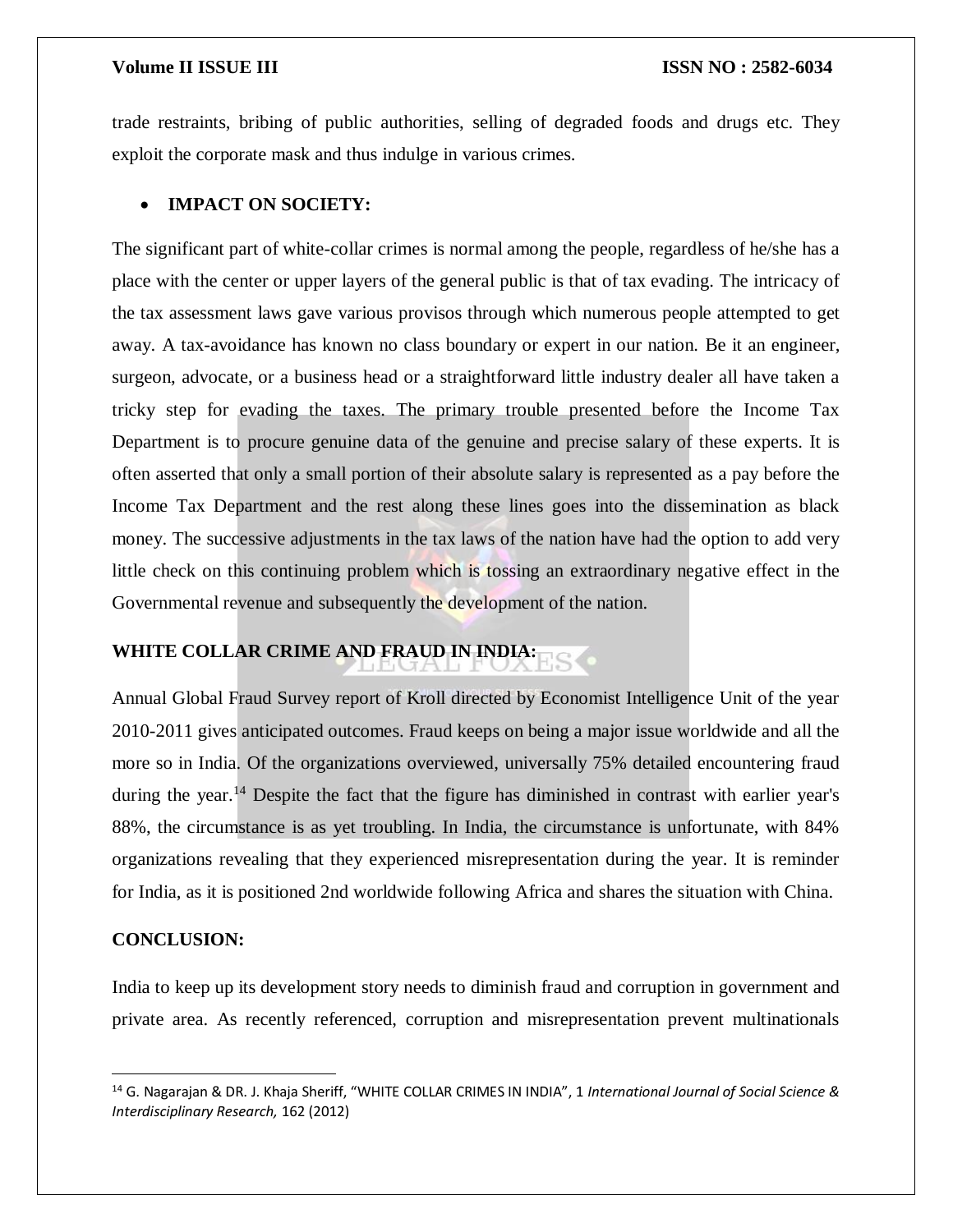trade restraints, bribing of public authorities, selling of degraded foods and drugs etc. They exploit the corporate mask and thus indulge in various crimes.

- **IMPACT ON SOCIETY:**

The significant part of white-collar crimes is normal among the people, regardless of he/she has a place with the center or upper layers of the general public is that of tax evading. The intricacy of the tax assessment laws gave various provisos through which numerous people attempted to get away. A tax-avoidance has known no class boundary or expert in our nation. Be it an engineer, surgeon, advocate, or a business head or a straightforward little industry dealer all have taken a tricky step for evading the taxes. The primary trouble presented before the Income Tax Department is to procure genuine data of the genuine and precise salary of these experts. It is often asserted that only a small portion of their absolute salary is represented as a pay before the Income Tax Department and the rest along these lines goes into the dissemination as black money. The successive adjustments in the tax laws of the nation have had the option to add very little check on this continuing problem which is tossing an extraordinary negative effect in the Governmental revenue and subsequently the development of the nation.

## WHITE COLLAR CRIME AND FRAUD IN INDIA:

Annual Global Fraud Survey report of Kroll directed by Economist Intelligence Unit of the year 2010-2011 gives anticipated outcomes. Fraud keeps on being a major issue worldwide and all the more so in India. Of the organizations overviewed, universally 75% detailed encountering fraud during the year.[14] Despite the fact that the figure has diminished in contrast with earlier year's 88%, the circumstance is as yet troubling. In India, the circumstance is unfortunate, with 84% organizations revealing that they experienced misrepresentation during the year. It is reminder for India, as it is positioned 2nd worldwide following Africa and shares the situation with China.

## CONCLUSION:

India to keep up its development story needs to diminish fraud and corruption in government and private area. As recently referenced, corruption and misrepresentation prevent multinationals

[14] G. Nagarajan & DR. J. Khaja Sheriff, "WHITE COLLAR CRIMES IN INDIA", 1 *International Journal of Social Science & Interdisciplinary Research,* 162 (2012)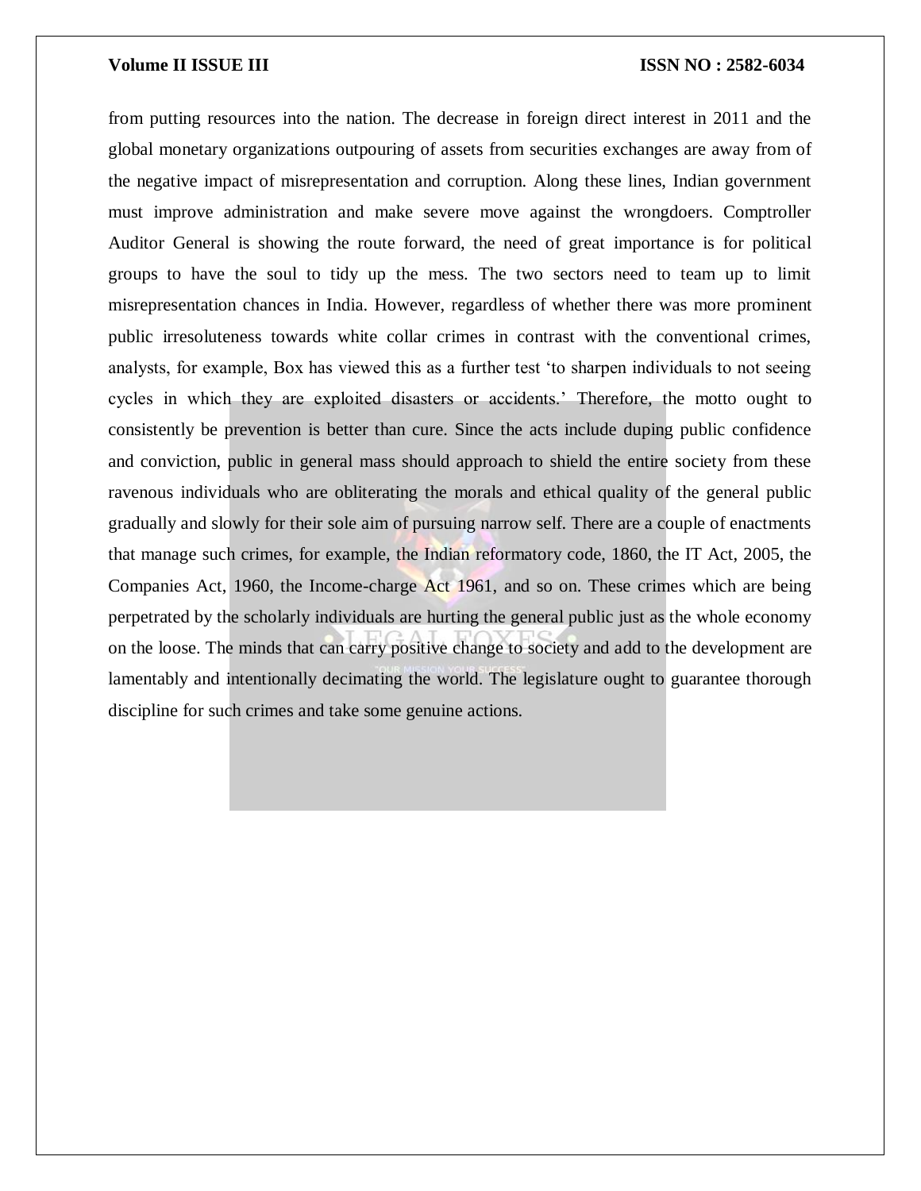from putting resources into the nation. The decrease in foreign direct interest in 2011 and the global monetary organizations outpouring of assets from securities exchanges are away from of the negative impact of misrepresentation and corruption. Along these lines, Indian government must improve administration and make severe move against the wrongdoers. Comptroller Auditor General is showing the route forward, the need of great importance is for political groups to have the soul to tidy up the mess. The two sectors need to team up to limit misrepresentation chances in India. However, regardless of whether there was more prominent public irresoluteness towards white collar crimes in contrast with the conventional crimes, analysts, for example, Box has viewed this as a further test 'to sharpen individuals to not seeing cycles in which they are exploited disasters or accidents.' Therefore, the motto ought to consistently be prevention is better than cure. Since the acts include duping public confidence and conviction, public in general mass should approach to shield the entire society from these ravenous individuals who are obliterating the morals and ethical quality of the general public gradually and slowly for their sole aim of pursuing narrow self. There are a couple of enactments that manage such crimes, for example, the Indian reformatory code, 1860, the IT Act, 2005, the Companies Act, 1960, the Income-charge Act 1961, and so on. These crimes which are being perpetrated by the scholarly individuals are hurting the general public just as the whole economy on the loose. The minds that can carry positive change to society and add to the development are lamentably and intentionally decimating the world. The legislature ought to guarantee thorough discipline for such crimes and take some genuine actions.